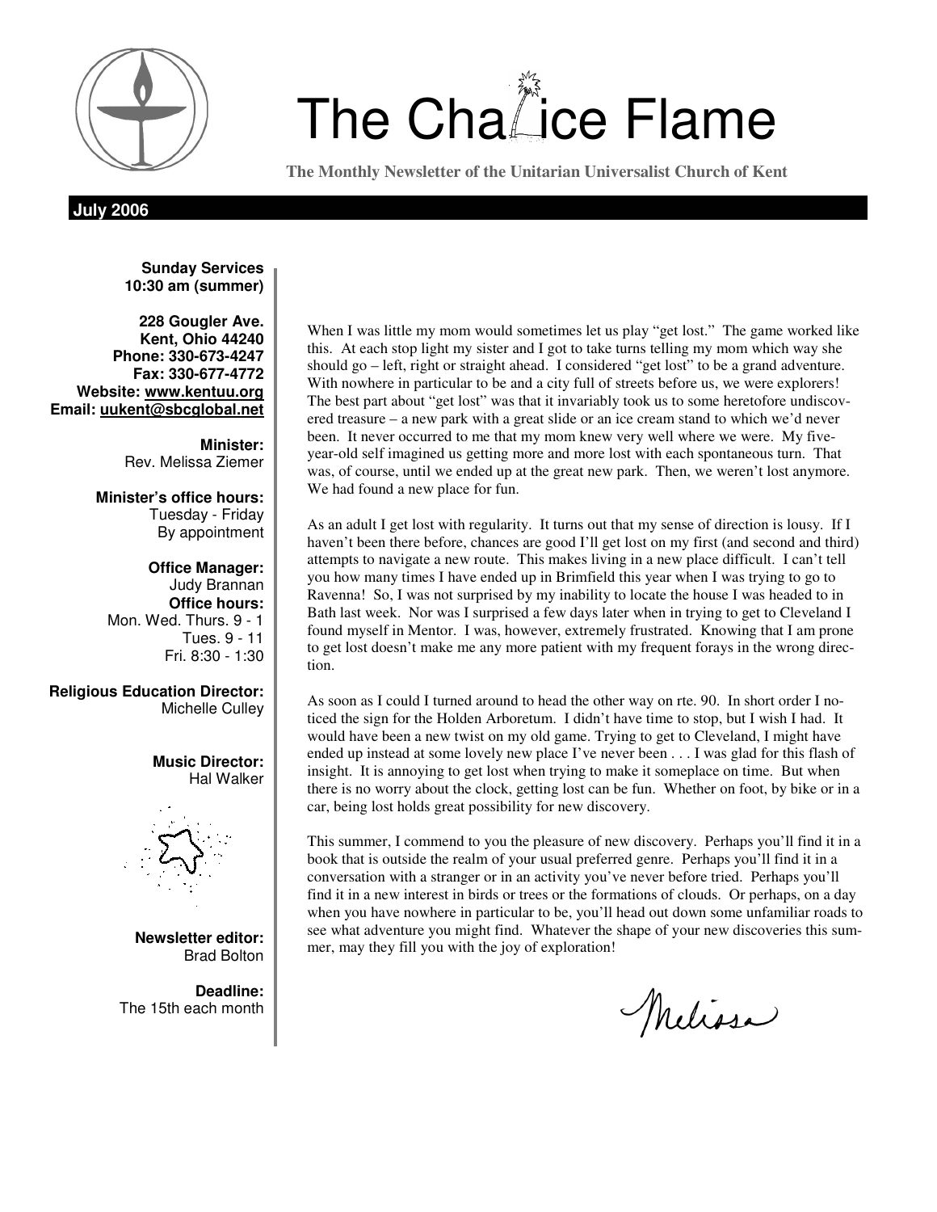# The Chalice Flame

**The Monthly Newsletter of the Unitarian Universalist Church of Kent**

**July 2006**

**Sunday Services**
**10:30 am (summer)**

**228 Gougler Ave.**
**Kent, Ohio 44240**
**Phone: 330-673-4247**
**Fax: 330-677-4772**
**Website: www.kentuu.org**
**Email: uukent@sbcglobal.net**

**Minister:**
Rev. Melissa Ziemer

**Minister's office hours:**
Tuesday - Friday
By appointment

**Office Manager:**
Judy Brannan
**Office hours:**
Mon. Wed. Thurs. 9 - 1
Tues. 9 - 11
Fri. 8:30 - 1:30

**Religious Education Director:**
Michelle Culley

**Music Director:**
Hal Walker

**Newsletter editor:**
Brad Bolton

**Deadline:**
The 15th each month

When I was little my mom would sometimes let us play "get lost." The game worked like this. At each stop light my sister and I got to take turns telling my mom which way she should go – left, right or straight ahead. I considered "get lost" to be a grand adventure. With nowhere in particular to be and a city full of streets before us, we were explorers! The best part about "get lost" was that it invariably took us to some heretofore undiscovered treasure – a new park with a great slide or an ice cream stand to which we'd never been. It never occurred to me that my mom knew very well where we were. My five-year-old self imagined us getting more and more lost with each spontaneous turn. That was, of course, until we ended up at the great new park. Then, we weren't lost anymore. We had found a new place for fun.

As an adult I get lost with regularity. It turns out that my sense of direction is lousy. If I haven't been there before, chances are good I'll get lost on my first (and second and third) attempts to navigate a new route. This makes living in a new place difficult. I can't tell you how many times I have ended up in Brimfield this year when I was trying to go to Ravenna! So, I was not surprised by my inability to locate the house I was headed to in Bath last week. Nor was I surprised a few days later when in trying to get to Cleveland I found myself in Mentor. I was, however, extremely frustrated. Knowing that I am prone to get lost doesn't make me any more patient with my frequent forays in the wrong direction.

As soon as I could I turned around to head the other way on rte. 90. In short order I noticed the sign for the Holden Arboretum. I didn't have time to stop, but I wish I had. It would have been a new twist on my old game. Trying to get to Cleveland, I might have ended up instead at some lovely new place I've never been . . . I was glad for this flash of insight. It is annoying to get lost when trying to make it someplace on time. But when there is no worry about the clock, getting lost can be fun. Whether on foot, by bike or in a car, being lost holds great possibility for new discovery.

This summer, I commend to you the pleasure of new discovery. Perhaps you'll find it in a book that is outside the realm of your usual preferred genre. Perhaps you'll find it in a conversation with a stranger or in an activity you've never before tried. Perhaps you'll find it in a new interest in birds or trees or the formations of clouds. Or perhaps, on a day when you have nowhere in particular to be, you'll head out down some unfamiliar roads to see what adventure you might find. Whatever the shape of your new discoveries this summer, may they fill you with the joy of exploration!

Melissa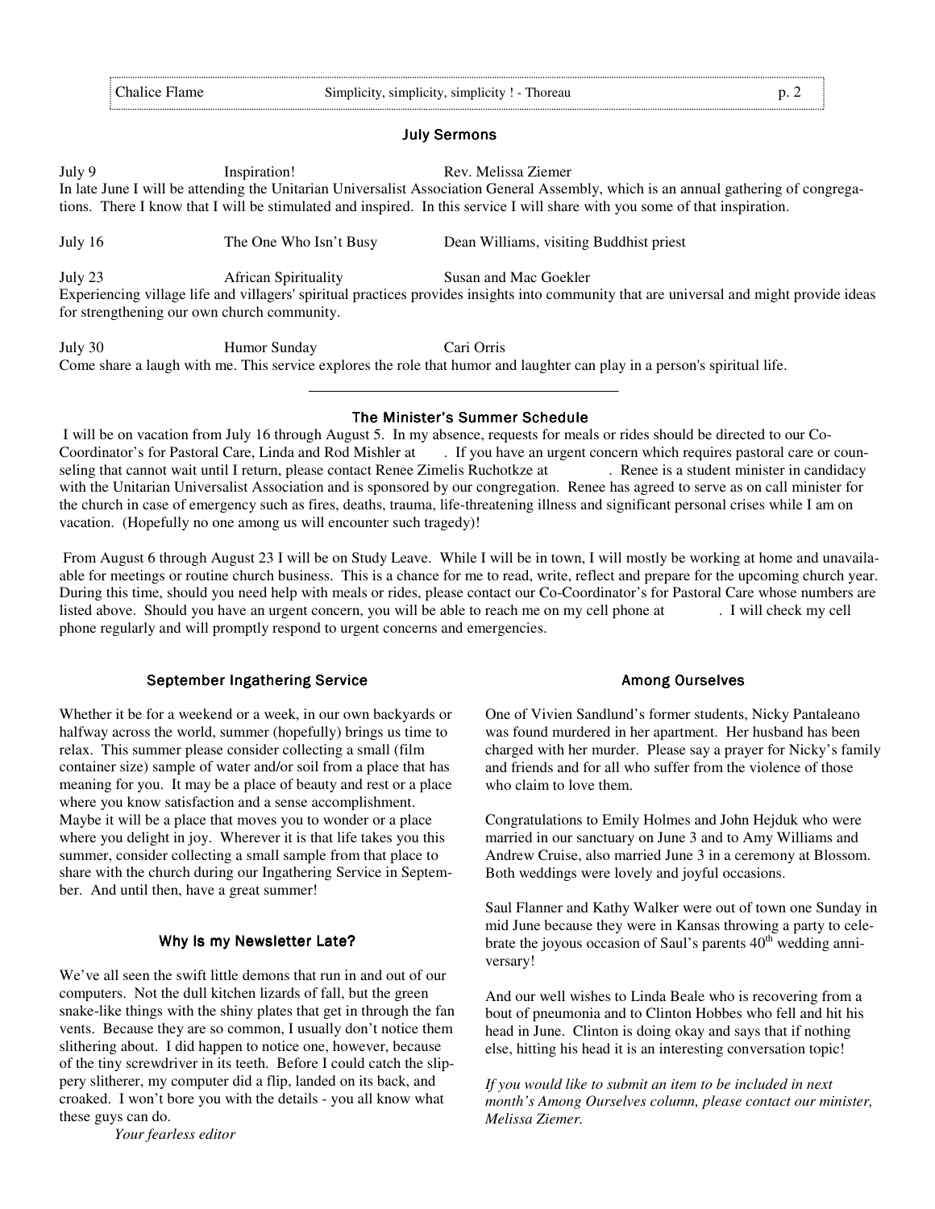## July Sermons

July 9 Inspiration! Rev. Melissa Ziemer

In late June I will be attending the Unitarian Universalist Association General Assembly, which is an annual gathering of congregations. There I know that I will be stimulated and inspired. In this service I will share with you some of that inspiration.

July 16 The One Who Isn't Busy Dean Williams, visiting Buddhist priest

July 23 African Spirituality Susan and Mac Goekler

Experiencing village life and villagers' spiritual practices provides insights into community that are universal and might provide ideas for strengthening our own church community.

July 30 Humor Sunday Cari Orris

Come share a laugh with me. This service explores the role that humor and laughter can play in a person's spiritual life.

---

## The Minister's Summer Schedule

I will be on vacation from July 16 through August 5. In my absence, requests for meals or rides should be directed to our Co-Coordinator's for Pastoral Care, Linda and Rod Mishler at . If you have an urgent concern which requires pastoral care or counseling that cannot wait until I return, please contact Renee Zimelis Ruchotkze at . Renee is a student minister in candidacy with the Unitarian Universalist Association and is sponsored by our congregation. Renee has agreed to serve as on call minister for the church in case of emergency such as fires, deaths, trauma, life-threatening illness and significant personal crises while I am on vacation. (Hopefully no one among us will encounter such tragedy)!

From August 6 through August 23 I will be on Study Leave. While I will be in town, I will mostly be working at home and unavailable for meetings or routine church business. This is a chance for me to read, write, reflect and prepare for the upcoming church year. During this time, should you need help with meals or rides, please contact our Co-Coordinator's for Pastoral Care whose numbers are listed above. Should you have an urgent concern, you will be able to reach me on my cell phone at . I will check my cell phone regularly and will promptly respond to urgent concerns and emergencies.

## September Ingathering Service

Whether it be for a weekend or a week, in our own backyards or halfway across the world, summer (hopefully) brings us time to relax. This summer please consider collecting a small (film container size) sample of water and/or soil from a place that has meaning for you. It may be a place of beauty and rest or a place where you know satisfaction and a sense accomplishment. Maybe it will be a place that moves you to wonder or a place where you delight in joy. Wherever it is that life takes you this summer, consider collecting a small sample from that place to share with the church during our Ingathering Service in September. And until then, have a great summer!

## Why Is my Newsletter Late?

We've all seen the swift little demons that run in and out of our computers. Not the dull kitchen lizards of fall, but the green snake-like things with the shiny plates that get in through the fan vents. Because they are so common, I usually don't notice them slithering about. I did happen to notice one, however, because of the tiny screwdriver in its teeth. Before I could catch the slippery slitherer, my computer did a flip, landed on its back, and croaked. I won't bore you with the details - you all know what these guys can do.

*Your fearless editor*

## Among Ourselves

One of Vivien Sandlund's former students, Nicky Pantaleano was found murdered in her apartment. Her husband has been charged with her murder. Please say a prayer for Nicky's family and friends and for all who suffer from the violence of those who claim to love them.

Congratulations to Emily Holmes and John Hejduk who were married in our sanctuary on June 3 and to Amy Williams and Andrew Cruise, also married June 3 in a ceremony at Blossom. Both weddings were lovely and joyful occasions.

Saul Flanner and Kathy Walker were out of town one Sunday in mid June because they were in Kansas throwing a party to celebrate the joyous occasion of Saul's parents 40th wedding anniversary!

And our well wishes to Linda Beale who is recovering from a bout of pneumonia and to Clinton Hobbes who fell and hit his head in June. Clinton is doing okay and says that if nothing else, hitting his head it is an interesting conversation topic!

*If you would like to submit an item to be included in next month's Among Ourselves column, please contact our minister, Melissa Ziemer.*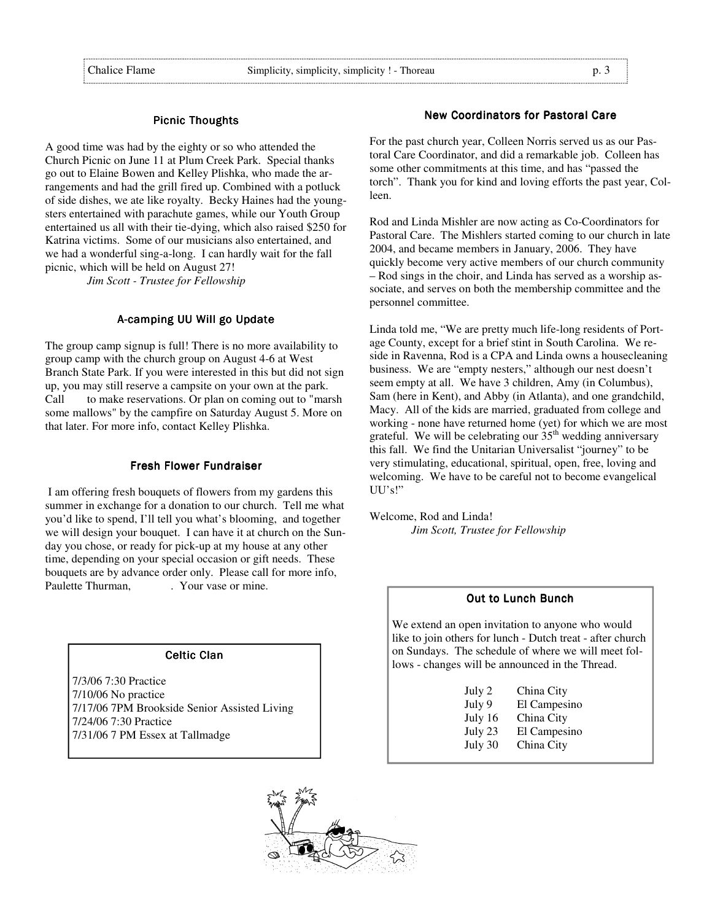## Picnic Thoughts

A good time was had by the eighty or so who attended the Church Picnic on June 11 at Plum Creek Park. Special thanks go out to Elaine Bowen and Kelley Plishka, who made the arrangements and had the grill fired up. Combined with a potluck of side dishes, we ate like royalty. Becky Haines had the youngsters entertained with parachute games, while our Youth Group entertained us all with their tie-dying, which also raised $250 for Katrina victims. Some of our musicians also entertained, and we had a wonderful sing-a-long. I can hardly wait for the fall picnic, which will be held on August 27!

*Jim Scott - Trustee for Fellowship*

## A-camping UU Will go Update

The group camp signup is full! There is no more availability to group camp with the church group on August 4-6 at West Branch State Park. If you were interested in this but did not sign up, you may still reserve a campsite on your own at the park. Call to make reservations. Or plan on coming out to "marsh some mallows" by the campfire on Saturday August 5. More on that later. For more info, contact Kelley Plishka.

## Fresh Flower Fundraiser

I am offering fresh bouquets of flowers from my gardens this summer in exchange for a donation to our church. Tell me what you'd like to spend, I'll tell you what's blooming, and together we will design your bouquet. I can have it at church on the Sunday you chose, or ready for pick-up at my house at any other time, depending on your special occasion or gift needs. These bouquets are by advance order only. Please call for more info, Paulette Thurman, . Your vase or mine.

## Celtic Clan

7/3/06 7:30 Practice
7/10/06 No practice
7/17/06 7PM Brookside Senior Assisted Living
7/24/06 7:30 Practice
7/31/06 7 PM Essex at Tallmadge

## New Coordinators for Pastoral Care

For the past church year, Colleen Norris served us as our Pastoral Care Coordinator, and did a remarkable job. Colleen has some other commitments at this time, and has "passed the torch". Thank you for kind and loving efforts the past year, Colleen.

Rod and Linda Mishler are now acting as Co-Coordinators for Pastoral Care. The Mishlers started coming to our church in late 2004, and became members in January, 2006. They have quickly become very active members of our church community – Rod sings in the choir, and Linda has served as a worship associate, and serves on both the membership committee and the personnel committee.

Linda told me, "We are pretty much life-long residents of Portage County, except for a brief stint in South Carolina. We reside in Ravenna, Rod is a CPA and Linda owns a housecleaning business. We are "empty nesters," although our nest doesn't seem empty at all. We have 3 children, Amy (in Columbus), Sam (here in Kent), and Abby (in Atlanta), and one grandchild, Macy. All of the kids are married, graduated from college and working - none have returned home (yet) for which we are most grateful. We will be celebrating our 35th wedding anniversary this fall. We find the Unitarian Universalist "journey" to be very stimulating, educational, spiritual, open, free, loving and welcoming. We have to be careful not to become evangelical UU's!"

Welcome, Rod and Linda!

*Jim Scott, Trustee for Fellowship*

## Out to Lunch Bunch

We extend an open invitation to anyone who would like to join others for lunch - Dutch treat - after church on Sundays. The schedule of where we will meet follows - changes will be announced in the Thread.

| | |
|---|---|
| July 2 | China City |
| July 9 | El Campesino |
| July 16 | China City |
| July 23 | El Campesino |
| July 30 | China City |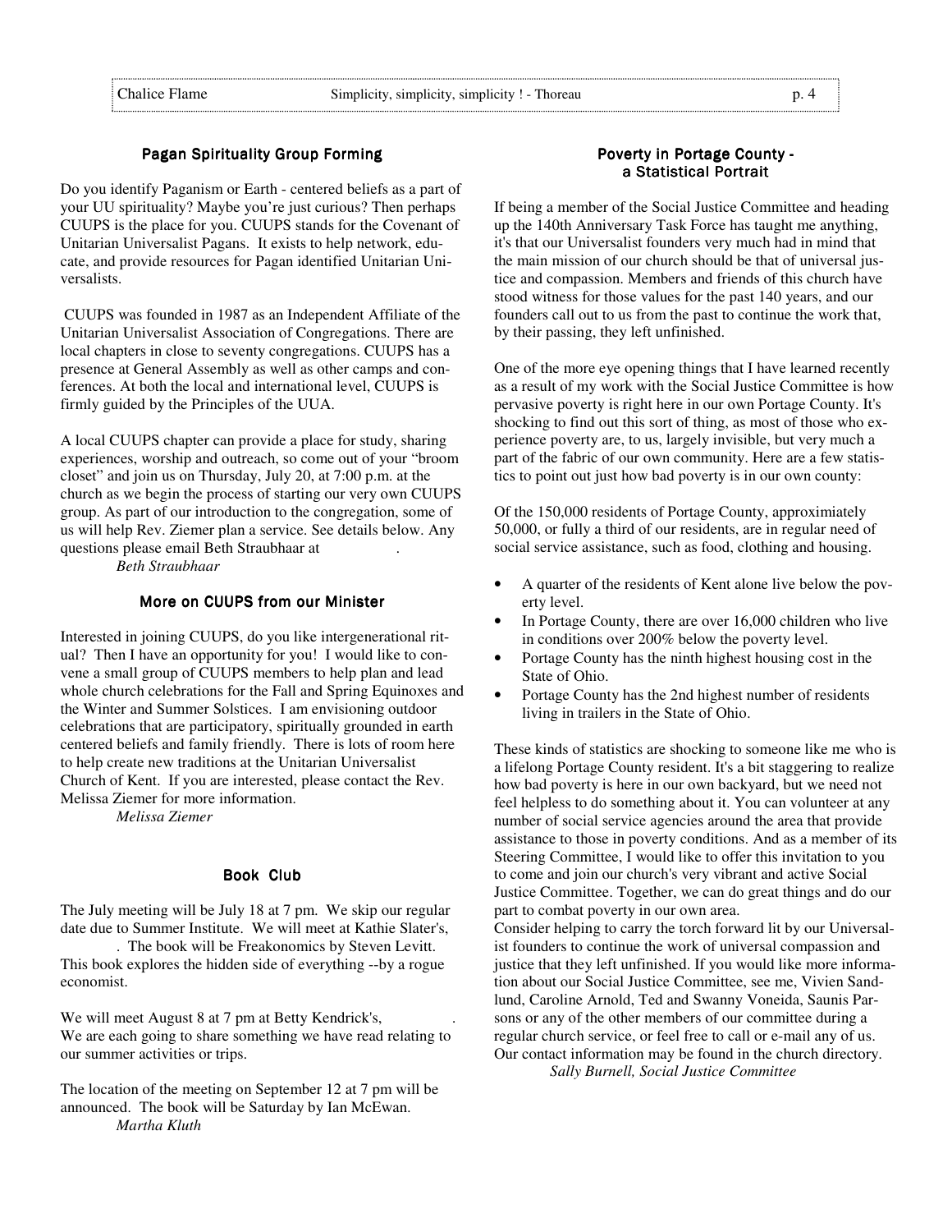## Pagan Spirituality Group Forming

Do you identify Paganism or Earth - centered beliefs as a part of your UU spirituality? Maybe you're just curious? Then perhaps CUUPS is the place for you. CUUPS stands for the Covenant of Unitarian Universalist Pagans. It exists to help network, educate, and provide resources for Pagan identified Unitarian Universalists.

CUUPS was founded in 1987 as an Independent Affiliate of the Unitarian Universalist Association of Congregations. There are local chapters in close to seventy congregations. CUUPS has a presence at General Assembly as well as other camps and conferences. At both the local and international level, CUUPS is firmly guided by the Principles of the UUA.

A local CUUPS chapter can provide a place for study, sharing experiences, worship and outreach, so come out of your "broom closet" and join us on Thursday, July 20, at 7:00 p.m. at the church as we begin the process of starting our very own CUUPS group. As part of our introduction to the congregation, some of us will help Rev. Ziemer plan a service. See details below. Any questions please email Beth Straubhaar at .

*Beth Straubhaar*

## More on CUUPS from our Minister

Interested in joining CUUPS, do you like intergenerational ritual? Then I have an opportunity for you! I would like to convene a small group of CUUPS members to help plan and lead whole church celebrations for the Fall and Spring Equinoxes and the Winter and Summer Solstices. I am envisioning outdoor celebrations that are participatory, spiritually grounded in earth centered beliefs and family friendly. There is lots of room here to help create new traditions at the Unitarian Universalist Church of Kent. If you are interested, please contact the Rev. Melissa Ziemer for more information.

*Melissa Ziemer*

## Book Club

The July meeting will be July 18 at 7 pm. We skip our regular date due to Summer Institute. We will meet at Kathie Slater's, . The book will be Freakonomics by Steven Levitt. This book explores the hidden side of everything --by a rogue economist.

We will meet August 8 at 7 pm at Betty Kendrick's, . We are each going to share something we have read relating to our summer activities or trips.

The location of the meeting on September 12 at 7 pm will be announced. The book will be Saturday by Ian McEwan.

*Martha Kluth*

## Poverty in Portage County - a Statistical Portrait

If being a member of the Social Justice Committee and heading up the 140th Anniversary Task Force has taught me anything, it's that our Universalist founders very much had in mind that the main mission of our church should be that of universal justice and compassion. Members and friends of this church have stood witness for those values for the past 140 years, and our founders call out to us from the past to continue the work that, by their passing, they left unfinished.

One of the more eye opening things that I have learned recently as a result of my work with the Social Justice Committee is how pervasive poverty is right here in our own Portage County. It's shocking to find out this sort of thing, as most of those who experience poverty are, to us, largely invisible, but very much a part of the fabric of our own community. Here are a few statistics to point out just how bad poverty is in our own county:

Of the 150,000 residents of Portage County, approximiately 50,000, or fully a third of our residents, are in regular need of social service assistance, such as food, clothing and housing.

- A quarter of the residents of Kent alone live below the poverty level.
- In Portage County, there are over 16,000 children who live in conditions over 200% below the poverty level.
- Portage County has the ninth highest housing cost in the State of Ohio.
- Portage County has the 2nd highest number of residents living in trailers in the State of Ohio.

These kinds of statistics are shocking to someone like me who is a lifelong Portage County resident. It's a bit staggering to realize how bad poverty is here in our own backyard, but we need not feel helpless to do something about it. You can volunteer at any number of social service agencies around the area that provide assistance to those in poverty conditions. And as a member of its Steering Committee, I would like to offer this invitation to you to come and join our church's very vibrant and active Social Justice Committee. Together, we can do great things and do our part to combat poverty in our own area.

Consider helping to carry the torch forward lit by our Universalist founders to continue the work of universal compassion and justice that they left unfinished. If you would like more information about our Social Justice Committee, see me, Vivien Sandlund, Caroline Arnold, Ted and Swanny Voneida, Saunis Parsons or any of the other members of our committee during a regular church service, or feel free to call or e-mail any of us. Our contact information may be found in the church directory.

*Sally Burnell, Social Justice Committee*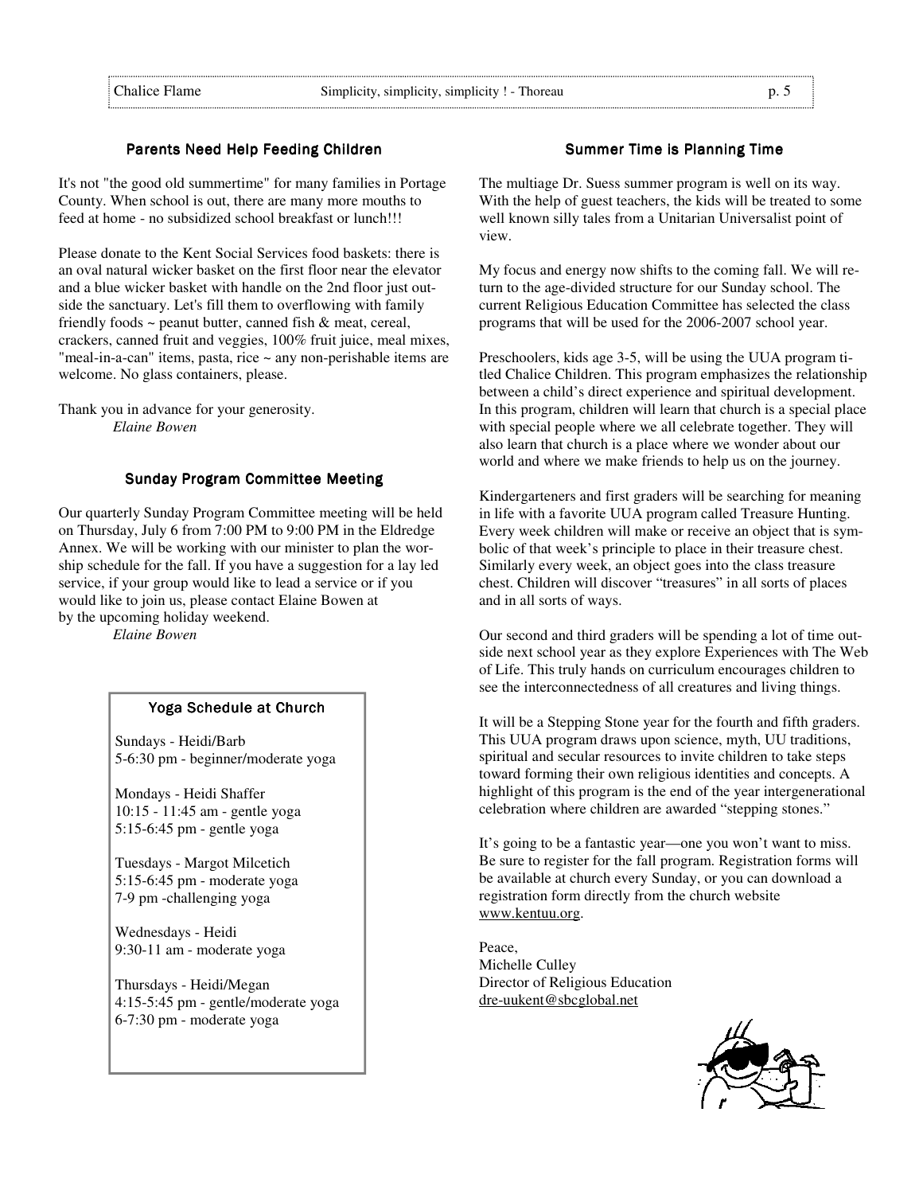## Parents Need Help Feeding Children

It's not "the good old summertime" for many families in Portage County. When school is out, there are many more mouths to feed at home - no subsidized school breakfast or lunch!!!

Please donate to the Kent Social Services food baskets: there is an oval natural wicker basket on the first floor near the elevator and a blue wicker basket with handle on the 2nd floor just outside the sanctuary. Let's fill them to overflowing with family friendly foods ~ peanut butter, canned fish & meat, cereal, crackers, canned fruit and veggies, 100% fruit juice, meal mixes, "meal-in-a-can" items, pasta, rice ~ any non-perishable items are welcome. No glass containers, please.

Thank you in advance for your generosity.

*Elaine Bowen*

## Sunday Program Committee Meeting

Our quarterly Sunday Program Committee meeting will be held on Thursday, July 6 from 7:00 PM to 9:00 PM in the Eldredge Annex. We will be working with our minister to plan the worship schedule for the fall. If you have a suggestion for a lay led service, if your group would like to lead a service or if you would like to join us, please contact Elaine Bowen at by the upcoming holiday weekend.

*Elaine Bowen*

### Yoga Schedule at Church

Sundays - Heidi/Barb
5-6:30 pm - beginner/moderate yoga

Mondays - Heidi Shaffer
10:15 - 11:45 am - gentle yoga
5:15-6:45 pm - gentle yoga

Tuesdays - Margot Milcetich
5:15-6:45 pm - moderate yoga
7-9 pm -challenging yoga

Wednesdays - Heidi
9:30-11 am - moderate yoga

Thursdays - Heidi/Megan
4:15-5:45 pm - gentle/moderate yoga
6-7:30 pm - moderate yoga

## Summer Time is Planning Time

The multiage Dr. Suess summer program is well on its way. With the help of guest teachers, the kids will be treated to some well known silly tales from a Unitarian Universalist point of view.

My focus and energy now shifts to the coming fall. We will return to the age-divided structure for our Sunday school. The current Religious Education Committee has selected the class programs that will be used for the 2006-2007 school year.

Preschoolers, kids age 3-5, will be using the UUA program titled Chalice Children. This program emphasizes the relationship between a child's direct experience and spiritual development. In this program, children will learn that church is a special place with special people where we all celebrate together. They will also learn that church is a place where we wonder about our world and where we make friends to help us on the journey.

Kindergarteners and first graders will be searching for meaning in life with a favorite UUA program called Treasure Hunting. Every week children will make or receive an object that is symbolic of that week's principle to place in their treasure chest. Similarly every week, an object goes into the class treasure chest. Children will discover "treasures" in all sorts of places and in all sorts of ways.

Our second and third graders will be spending a lot of time outside next school year as they explore Experiences with The Web of Life. This truly hands on curriculum encourages children to see the interconnectedness of all creatures and living things.

It will be a Stepping Stone year for the fourth and fifth graders. This UUA program draws upon science, myth, UU traditions, spiritual and secular resources to invite children to take steps toward forming their own religious identities and concepts. A highlight of this program is the end of the year intergenerational celebration where children are awarded "stepping stones."

It's going to be a fantastic year—one you won't want to miss. Be sure to register for the fall program. Registration forms will be available at church every Sunday, or you can download a registration form directly from the church website www.kentuu.org.

Peace,
Michelle Culley
Director of Religious Education
dre-uukent@sbcglobal.net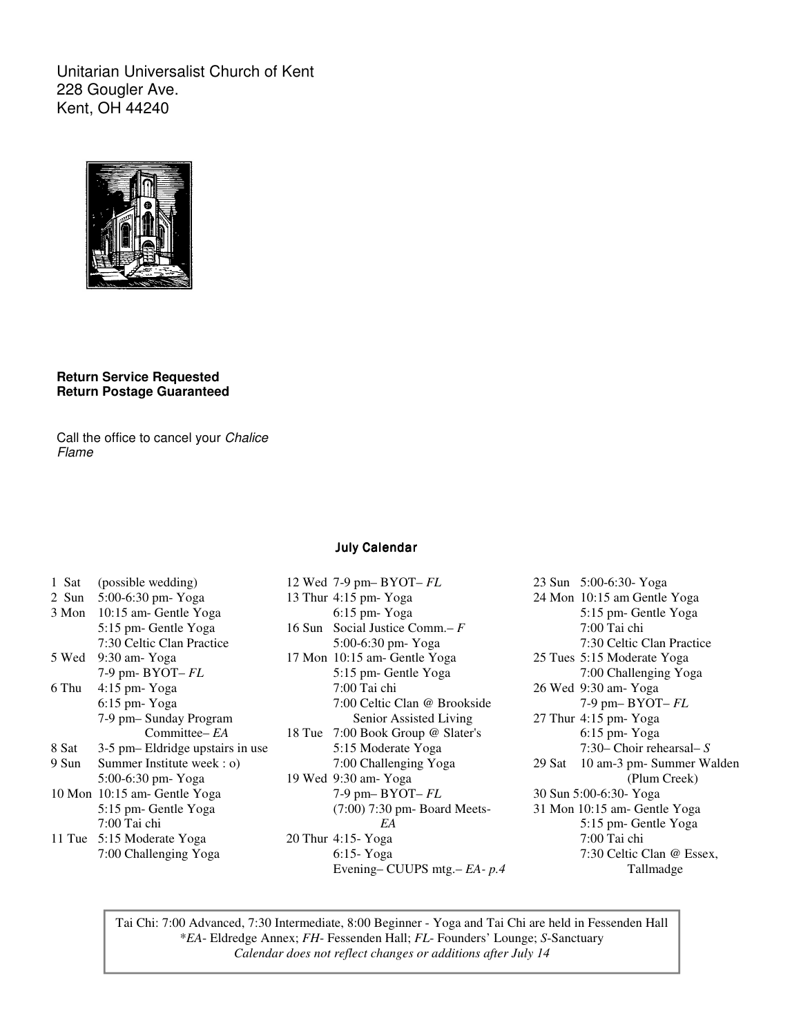Unitarian Universalist Church of Kent
228 Gougler Ave.
Kent, OH 44240

**Return Service Requested**
**Return Postage Guaranteed**

Call the office to cancel your *Chalice Flame*

## July Calendar

1 Sat (possible wedding)

2 Sun 5:00-6:30 pm- Yoga

3 Mon 10:15 am- Gentle Yoga
5:15 pm- Gentle Yoga
7:30 Celtic Clan Practice

5 Wed 9:30 am- Yoga
7-9 pm- BYOT– *FL*

6 Thu 4:15 pm- Yoga
6:15 pm- Yoga
7-9 pm– Sunday Program Committee– *EA*

8 Sat 3-5 pm– Eldridge upstairs in use

9 Sun Summer Institute week : o)
5:00-6:30 pm- Yoga

10 Mon 10:15 am- Gentle Yoga
5:15 pm- Gentle Yoga
7:00 Tai chi

11 Tue 5:15 Moderate Yoga
7:00 Challenging Yoga

12 Wed 7-9 pm– BYOT– *FL*

13 Thur 4:15 pm- Yoga
6:15 pm- Yoga

16 Sun Social Justice Comm.– *F*
5:00-6:30 pm- Yoga

17 Mon 10:15 am- Gentle Yoga
5:15 pm- Gentle Yoga
7:00 Tai chi
7:00 Celtic Clan @ Brookside Senior Assisted Living

18 Tue 7:00 Book Group @ Slater's
5:15 Moderate Yoga
7:00 Challenging Yoga

19 Wed 9:30 am- Yoga
7-9 pm– BYOT– *FL*
(7:00) 7:30 pm- Board Meets- *EA*

20 Thur 4:15- Yoga
6:15- Yoga
Evening– CUUPS mtg.– *EA- p.4*

23 Sun 5:00-6:30- Yoga

24 Mon 10:15 am Gentle Yoga
5:15 pm- Gentle Yoga
7:00 Tai chi
7:30 Celtic Clan Practice

25 Tues 5:15 Moderate Yoga
7:00 Challenging Yoga

26 Wed 9:30 am- Yoga
7-9 pm– BYOT– *FL*

27 Thur 4:15 pm- Yoga
6:15 pm- Yoga
7:30– Choir rehearsal– *S*

29 Sat 10 am-3 pm- Summer Walden (Plum Creek)

30 Sun 5:00-6:30- Yoga

31 Mon 10:15 am- Gentle Yoga
5:15 pm- Gentle Yoga
7:00 Tai chi
7:30 Celtic Clan @ Essex, Tallmadge

Tai Chi: 7:00 Advanced, 7:30 Intermediate, 8:00 Beginner - Yoga and Tai Chi are held in Fessenden Hall
**EA*- Eldredge Annex; *FH*- Fessenden Hall; *FL*- Founders' Lounge; *S*-Sanctuary
*Calendar does not reflect changes or additions after July 14*